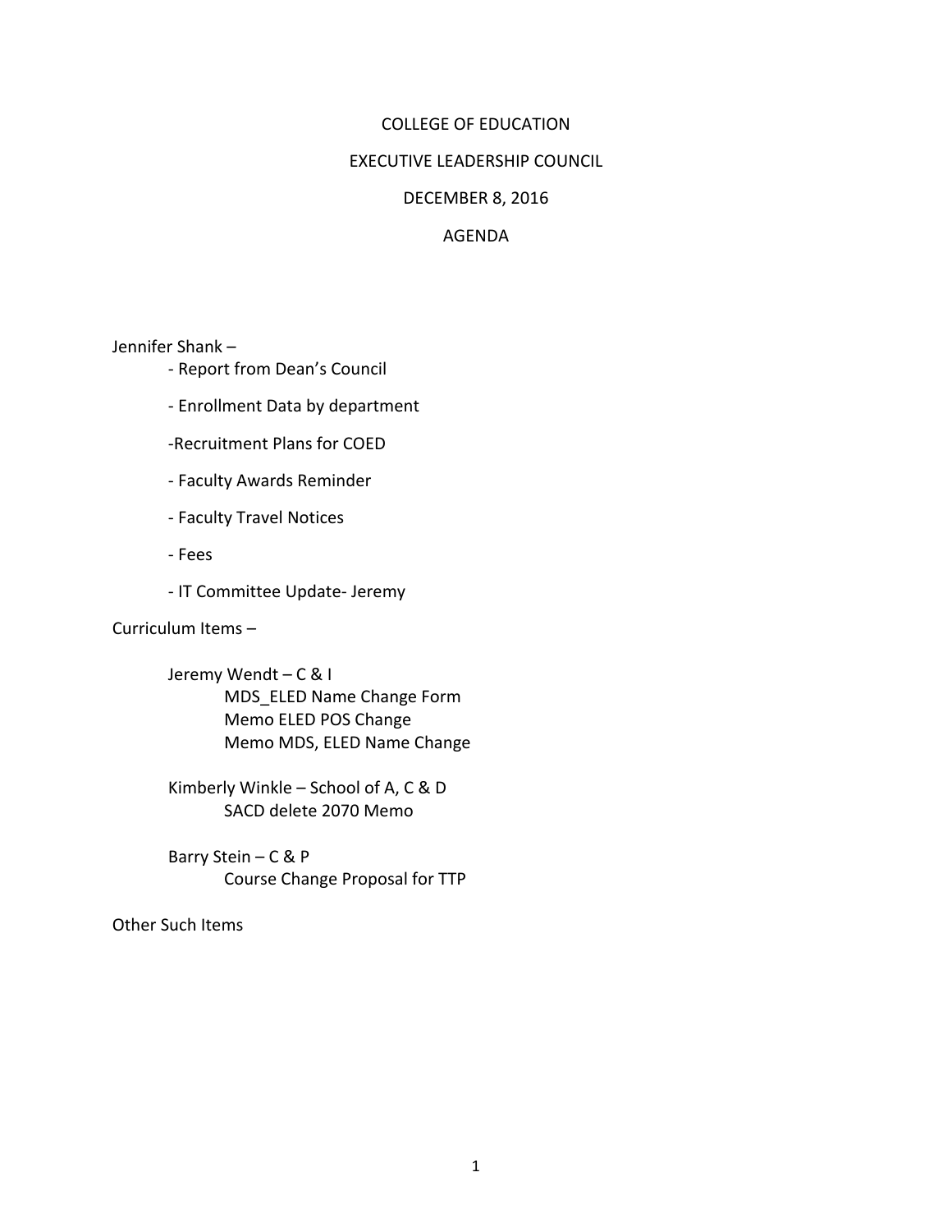# COLLEGE OF EDUCATION

## EXECUTIVE LEADERSHIP COUNCIL

## DECEMBER 8, 2016

## AGENDA

Jennifer Shank –

- Report from Dean's Council
- Enrollment Data by department
- Recruitment Plans for COED
- Faculty Awards Reminder
- Faculty Travel Notices
- Fees
- IT Committee Update- Jeremy

Curriculum Items –

Jeremy Wendt – C & I

- MDS_ELED Name Change Form
- Memo ELED POS Change
- Memo MDS, ELED Name Change

Kimberly Winkle – School of A, C & D

- SACD delete 2070 Memo

Barry Stein – C & P

- Course Change Proposal for TTP

Other Such Items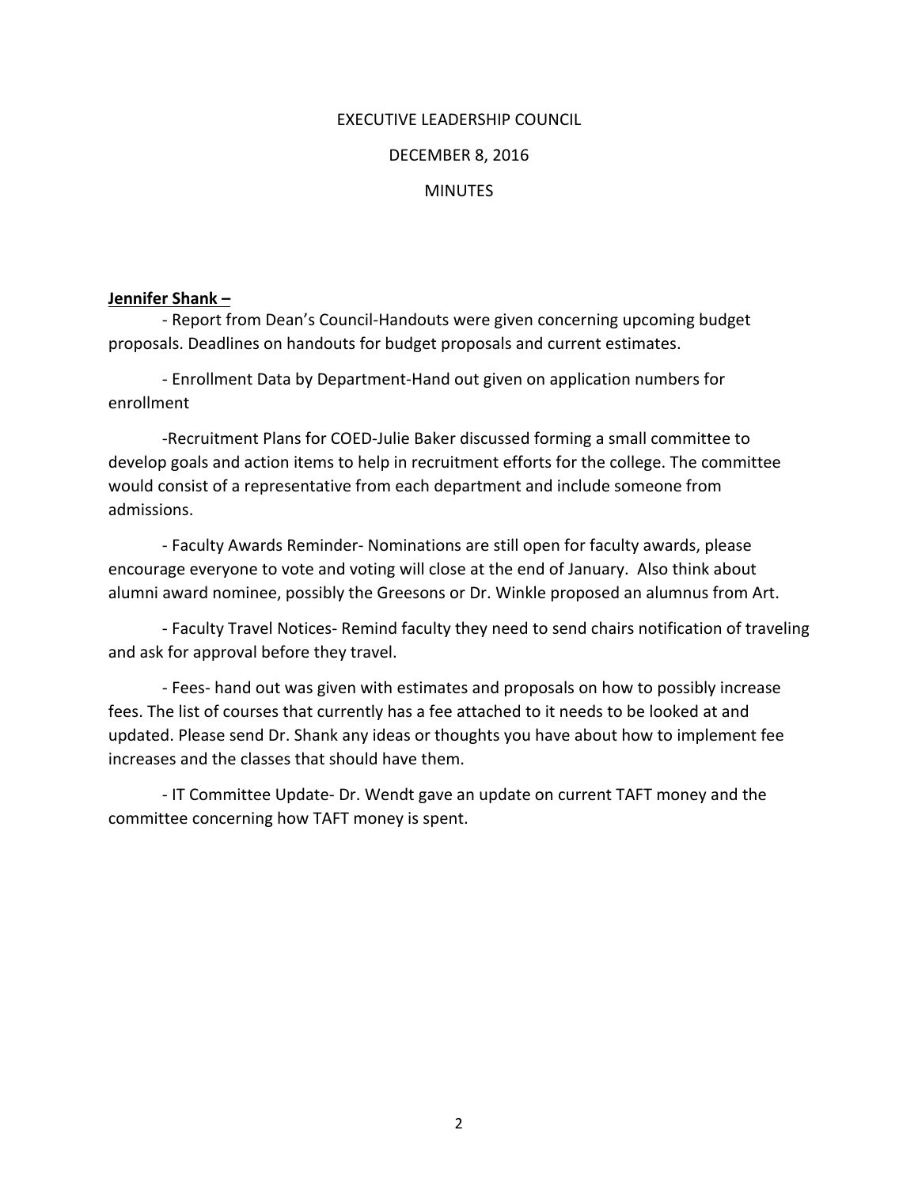EXECUTIVE LEADERSHIP COUNCIL

DECEMBER 8, 2016

MINUTES

**Jennifer Shank –**

- Report from Dean's Council-Handouts were given concerning upcoming budget proposals. Deadlines on handouts for budget proposals and current estimates.

- Enrollment Data by Department-Hand out given on application numbers for enrollment

- Recruitment Plans for COED-Julie Baker discussed forming a small committee to develop goals and action items to help in recruitment efforts for the college. The committee would consist of a representative from each department and include someone from admissions.

- Faculty Awards Reminder- Nominations are still open for faculty awards, please encourage everyone to vote and voting will close at the end of January. Also think about alumni award nominee, possibly the Greesons or Dr. Winkle proposed an alumnus from Art.

- Faculty Travel Notices- Remind faculty they need to send chairs notification of traveling and ask for approval before they travel.

- Fees- hand out was given with estimates and proposals on how to possibly increase fees. The list of courses that currently has a fee attached to it needs to be looked at and updated. Please send Dr. Shank any ideas or thoughts you have about how to implement fee increases and the classes that should have them.

- IT Committee Update- Dr. Wendt gave an update on current TAFT money and the committee concerning how TAFT money is spent.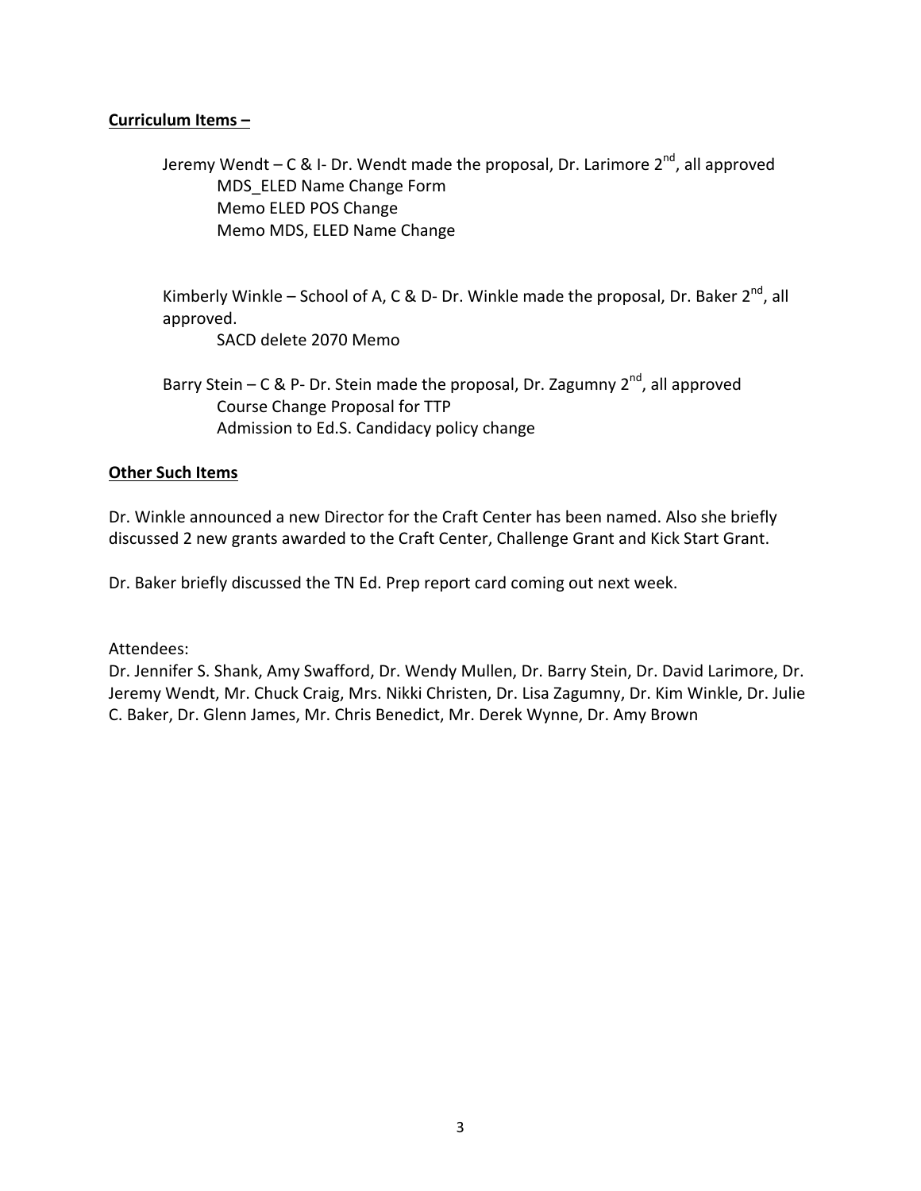**Curriculum Items –**

Jeremy Wendt – C & I- Dr. Wendt made the proposal, Dr. Larimore 2nd, all approved

- MDS_ELED Name Change Form
- Memo ELED POS Change
- Memo MDS, ELED Name Change

Kimberly Winkle – School of A, C & D- Dr. Winkle made the proposal, Dr. Baker 2nd, all approved.

- SACD delete 2070 Memo

Barry Stein – C & P- Dr. Stein made the proposal, Dr. Zagumny 2nd, all approved

- Course Change Proposal for TTP
- Admission to Ed.S. Candidacy policy change

**Other Such Items**

Dr. Winkle announced a new Director for the Craft Center has been named. Also she briefly discussed 2 new grants awarded to the Craft Center, Challenge Grant and Kick Start Grant.

Dr. Baker briefly discussed the TN Ed. Prep report card coming out next week.

Attendees:
Dr. Jennifer S. Shank, Amy Swafford, Dr. Wendy Mullen, Dr. Barry Stein, Dr. David Larimore, Dr. Jeremy Wendt, Mr. Chuck Craig, Mrs. Nikki Christen, Dr. Lisa Zagumny, Dr. Kim Winkle, Dr. Julie C. Baker, Dr. Glenn James, Mr. Chris Benedict, Mr. Derek Wynne, Dr. Amy Brown